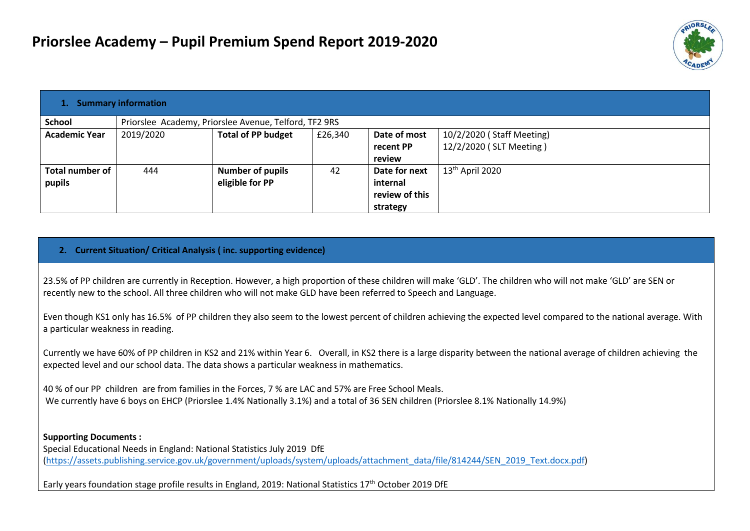# Priorslee Academy – Pupil Premium Spend Report 2019-2020

| **1. Summary information** | | | | | |
|---|---|---|---|---|---|
| **School** | Priorslee Academy, Priorslee Avenue, Telford, TF2 9RS | | | | |
| **Academic Year** | 2019/2020 | **Total of PP budget** | £26,340 | **Date of most recent PP review** | 10/2/2020 ( Staff Meeting) 12/2/2020 ( SLT Meeting ) |
| **Total number of pupils** | 444 | **Number of pupils eligible for PP** | 42 | **Date for next internal review of this strategy** | 13th April 2020 |

**2. Current Situation/ Critical Analysis ( inc. supporting evidence)**

23.5% of PP children are currently in Reception. However, a high proportion of these children will make 'GLD'. The children who will not make 'GLD' are SEN or recently new to the school. All three children who will not make GLD have been referred to Speech and Language.

Even though KS1 only has 16.5% of PP children they also seem to the lowest percent of children achieving the expected level compared to the national average. With a particular weakness in reading.

Currently we have 60% of PP children in KS2 and 21% within Year 6. Overall, in KS2 there is a large disparity between the national average of children achieving the expected level and our school data. The data shows a particular weakness in mathematics.

40 % of our PP children are from families in the Forces, 7 % are LAC and 57% are Free School Meals.
We currently have 6 boys on EHCP (Priorslee 1.4% Nationally 3.1%) and a total of 36 SEN children (Priorslee 8.1% Nationally 14.9%)

**Supporting Documents :**
Special Educational Needs in England: National Statistics July 2019 DfE
(https://assets.publishing.service.gov.uk/government/uploads/system/uploads/attachment_data/file/814244/SEN_2019_Text.docx.pdf)

Early years foundation stage profile results in England, 2019: National Statistics 17th October 2019 DfE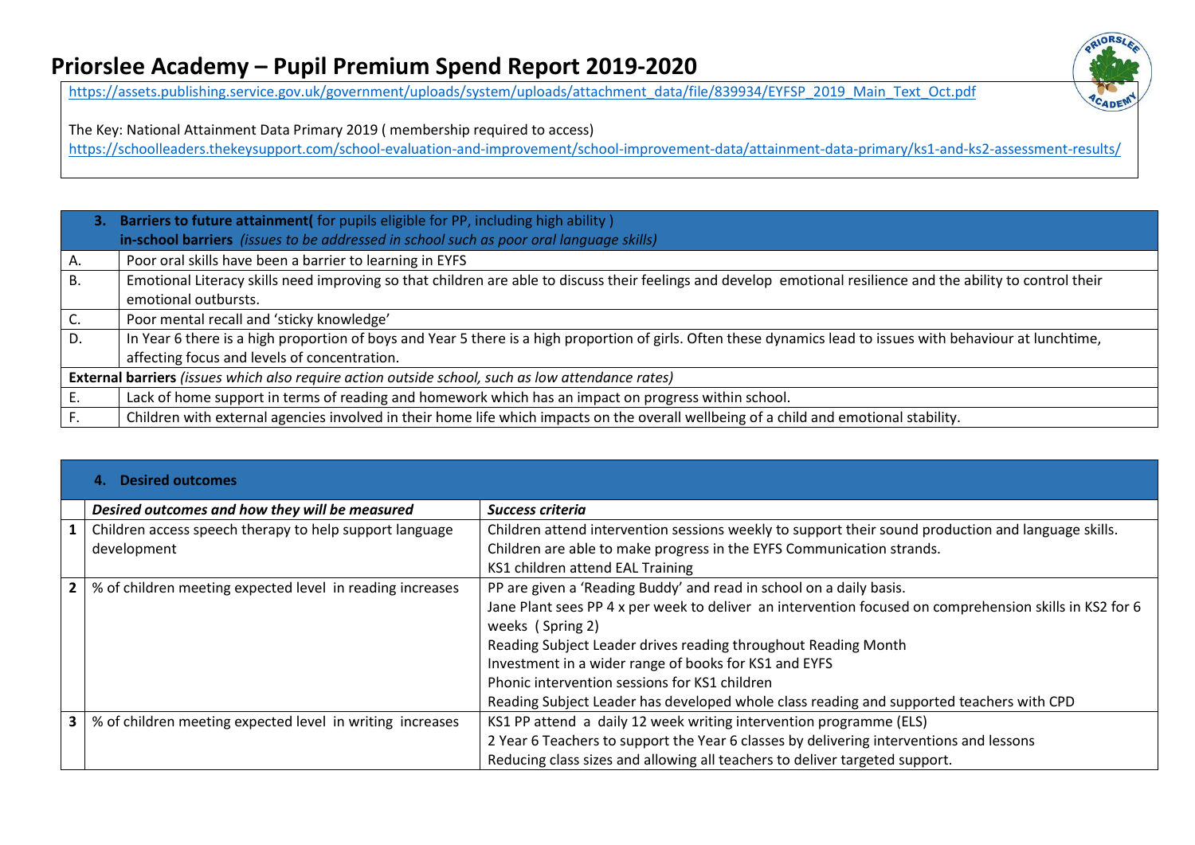# Priorslee Academy – Pupil Premium Spend Report 2019-2020

https://assets.publishing.service.gov.uk/government/uploads/system/uploads/attachment_data/file/839934/EYFSP_2019_Main_Text_Oct.pdf

The Key: National Attainment Data Primary 2019 ( membership required to access)
https://schoolleaders.thekeysupport.com/school-evaluation-and-improvement/school-improvement-data/attainment-data-primary/ks1-and-ks2-assessment-results/

| | **3. Barriers to future attainment(** for pupils eligible for PP, including high ability ) **in-school barriers** *(issues to be addressed in school such as poor oral language skills)* |
|---|---|
| A. | Poor oral skills have been a barrier to learning in EYFS |
| B. | Emotional Literacy skills need improving so that children are able to discuss their feelings and develop emotional resilience and the ability to control their emotional outbursts. |
| C. | Poor mental recall and 'sticky knowledge' |
| D. | In Year 6 there is a high proportion of boys and Year 5 there is a high proportion of girls. Often these dynamics lead to issues with behaviour at lunchtime, affecting focus and levels of concentration. |
| **External barriers** *(issues which also require action outside school, such as low attendance rates)* | |
| E. | Lack of home support in terms of reading and homework which has an impact on progress within school. |
| F. | Children with external agencies involved in their home life which impacts on the overall wellbeing of a child and emotional stability. |

| | **4. Desired outcomes** | |
|---|---|---|
| | ***Desired outcomes and how they will be measured*** | ***Success criteria*** |
| **1** | Children access speech therapy to help support language development | Children attend intervention sessions weekly to support their sound production and language skills.<br>Children are able to make progress in the EYFS Communication strands.<br>KS1 children attend EAL Training |
| **2** | % of children meeting expected level in reading increases | PP are given a 'Reading Buddy' and read in school on a daily basis.<br>Jane Plant sees PP 4 x per week to deliver an intervention focused on comprehension skills in KS2 for 6 weeks ( Spring 2)<br>Reading Subject Leader drives reading throughout Reading Month<br>Investment in a wider range of books for KS1 and EYFS<br>Phonic intervention sessions for KS1 children<br>Reading Subject Leader has developed whole class reading and supported teachers with CPD |
| **3** | % of children meeting expected level in writing increases | KS1 PP attend a daily 12 week writing intervention programme (ELS)<br>2 Year 6 Teachers to support the Year 6 classes by delivering interventions and lessons<br>Reducing class sizes and allowing all teachers to deliver targeted support. |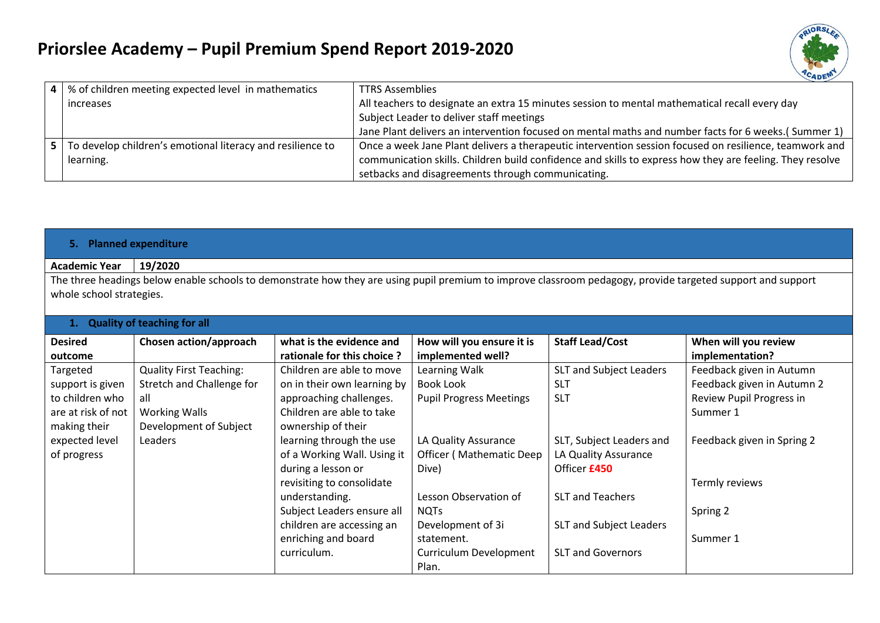# Priorslee Academy – Pupil Premium Spend Report 2019-2020

| | | |
|---|---|---|
| 4 | % of children meeting expected level in mathematics increases | TTRS Assemblies<br>All teachers to designate an extra 15 minutes session to mental mathematical recall every day<br>Subject Leader to deliver staff meetings<br>Jane Plant delivers an intervention focused on mental maths and number facts for 6 weeks.( Summer 1) |
| 5 | To develop children's emotional literacy and resilience to learning. | Once a week Jane Plant delivers a therapeutic intervention session focused on resilience, teamwork and communication skills. Children build confidence and skills to express how they are feeling. They resolve setbacks and disagreements through communicating. |

**5. Planned expenditure**

| Academic Year | 19/2020 |
|---|---|

The three headings below enable schools to demonstrate how they are using pupil premium to improve classroom pedagogy, provide targeted support and support whole school strategies.

**1. Quality of teaching for all**

| Desired outcome | Chosen action/approach | what is the evidence and rationale for this choice ? | How will you ensure it is implemented well? | Staff Lead/Cost | When will you review implementation? |
|---|---|---|---|---|---|
| Targeted support is given to children who are at risk of not making their expected level of progress | Quality First Teaching:<br>Stretch and Challenge for all<br>Working Walls<br>Development of Subject Leaders | Children are able to move on in their own learning by approaching challenges.<br>Children are able to take ownership of their learning through the use of a Working Wall. Using it during a lesson or revisiting to consolidate understanding.<br>Subject Leaders ensure all children are accessing an enriching and board curriculum. | Learning Walk<br>Book Look<br>Pupil Progress Meetings<br><br>LA Quality Assurance Officer ( Mathematic Deep Dive)<br><br>Lesson Observation of NQTs<br>Development of 3i statement.<br>Curriculum Development Plan. | SLT and Subject Leaders<br>SLT<br>SLT<br><br>SLT, Subject Leaders and LA Quality Assurance Officer **£450**<br><br>SLT and Teachers<br>SLT and Subject Leaders<br>SLT and Governors | Feedback given in Autumn<br>Feedback given in Autumn 2<br>Review Pupil Progress in Summer 1<br><br>Feedback given in Spring 2<br><br>Termly reviews<br><br>Spring 2<br><br>Summer 1 |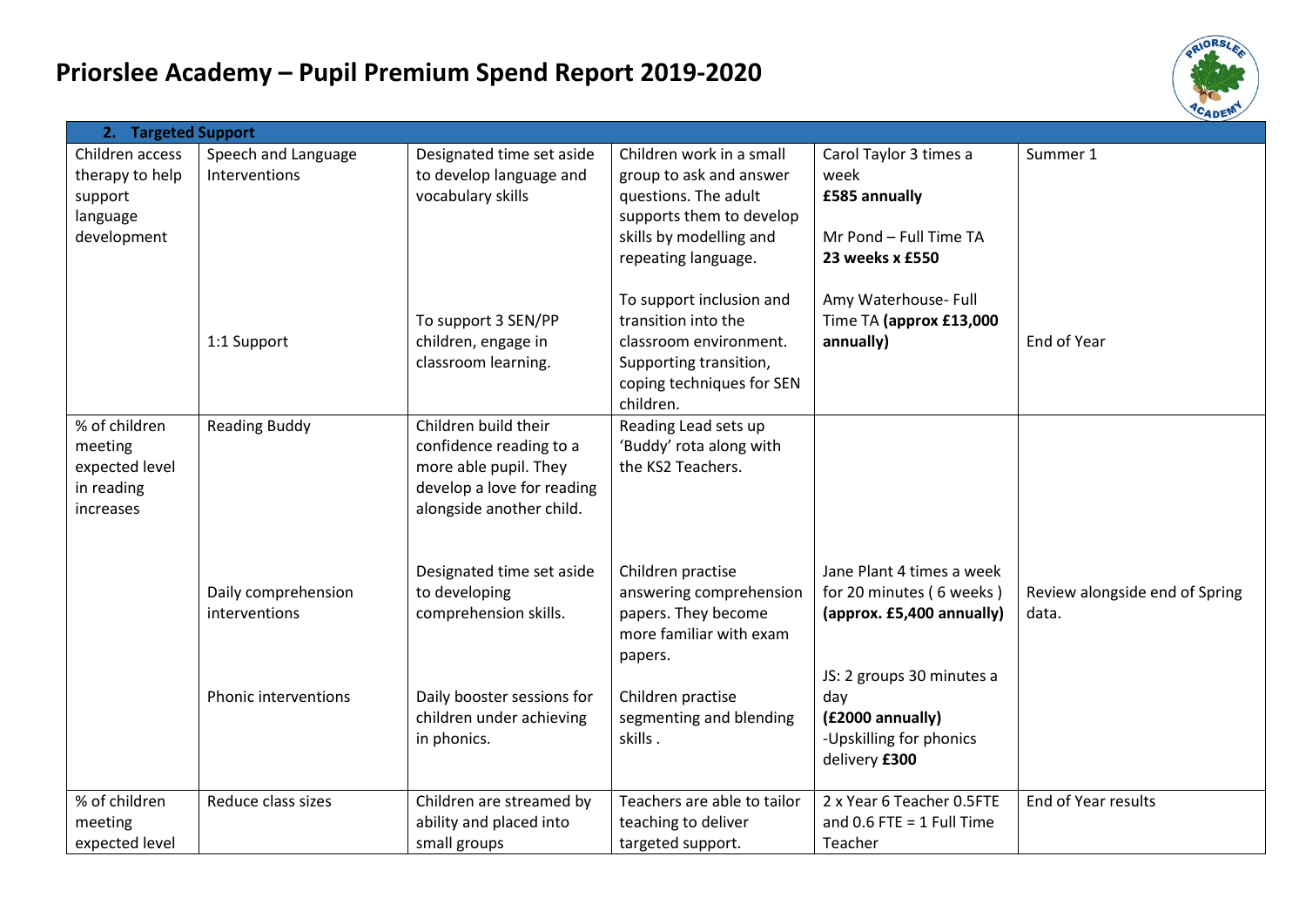# Priorslee Academy – Pupil Premium Spend Report 2019-2020

| 2. Targeted Support | | | | | |
|---|---|---|---|---|---|
| Children access therapy to help support language development | Speech and Language Interventions | Designated time set aside to develop language and vocabulary skills | Children work in a small group to ask and answer questions. The adult supports them to develop skills by modelling and repeating language. | Carol Taylor 3 times a week **£585 annually**<br><br>Mr Pond – Full Time TA **23 weeks x £550** | Summer 1 |
| | 1:1 Support | To support 3 SEN/PP children, engage in classroom learning. | To support inclusion and transition into the classroom environment. Supporting transition, coping techniques for SEN children. | Amy Waterhouse- Full Time TA **(approx £13,000 annually)** | End of Year |
| % of children meeting expected level in reading increases | Reading Buddy | Children build their confidence reading to a more able pupil. They develop a love for reading alongside another child. | Reading Lead sets up 'Buddy' rota along with the KS2 Teachers. | | |
| | Daily comprehension interventions | Designated time set aside to developing comprehension skills. | Children practise answering comprehension papers. They become more familiar with exam papers. | Jane Plant 4 times a week for 20 minutes ( 6 weeks ) **(approx. £5,400 annually)** | Review alongside end of Spring data. |
| | Phonic interventions | Daily booster sessions for children under achieving in phonics. | Children practise segmenting and blending skills . | JS: 2 groups 30 minutes a day **(£2000 annually)**<br>-Upskilling for phonics delivery **£300** | |
| % of children meeting expected level | Reduce class sizes | Children are streamed by ability and placed into small groups | Teachers are able to tailor teaching to deliver targeted support. | 2 x Year 6 Teacher 0.5FTE and 0.6 FTE = 1 Full Time Teacher | End of Year results |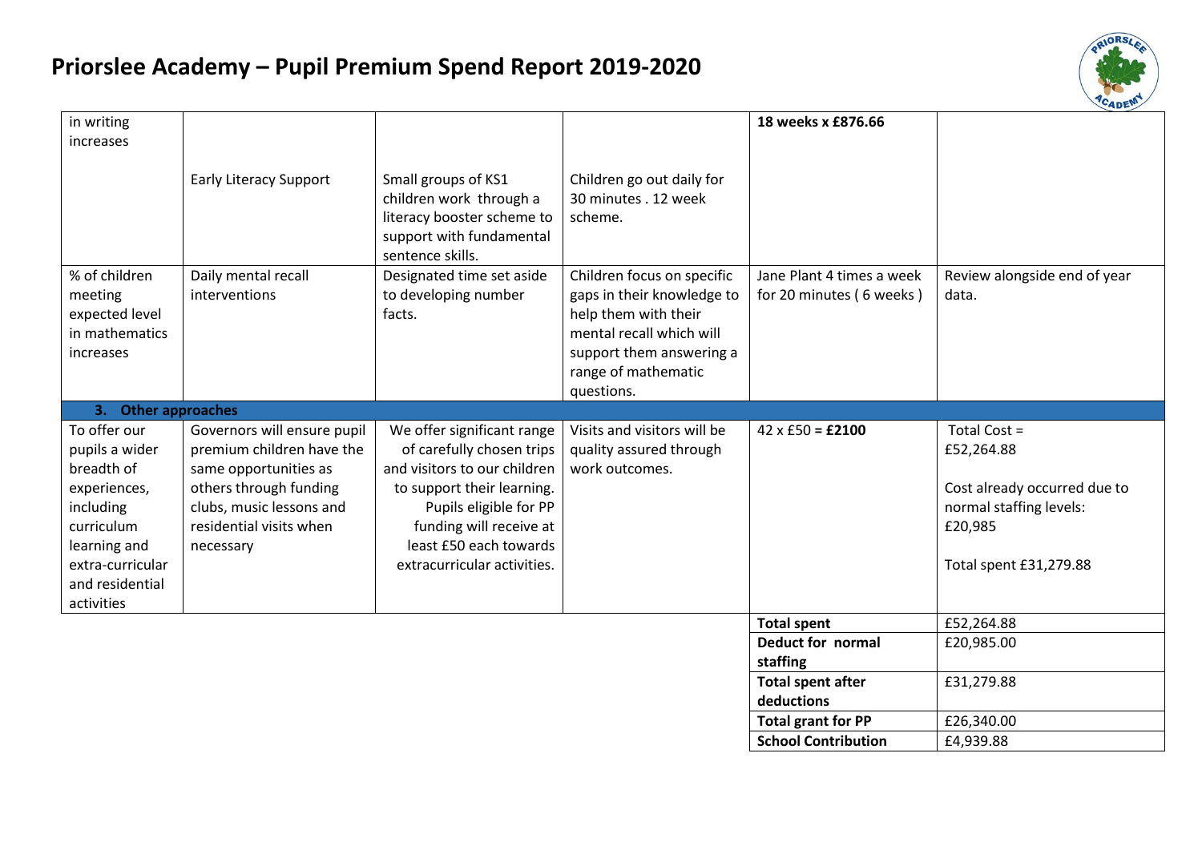| | | | | | |
|---|---|---|---|---|---|
| in writing increases | | | | **18 weeks x £876.66** | |
| | Early Literacy Support | Small groups of KS1 children work through a literacy booster scheme to support with fundamental sentence skills. | Children go out daily for 30 minutes . 12 week scheme. | | |
| % of children meeting expected level in mathematics increases | Daily mental recall interventions | Designated time set aside to developing number facts. | Children focus on specific gaps in their knowledge to help them with their mental recall which will support them answering a range of mathematic questions. | Jane Plant 4 times a week for 20 minutes ( 6 weeks ) | Review alongside end of year data. |
| **3. Other approaches** | | | | | |
| To offer our pupils a wider breadth of experiences, including curriculum learning and extra-curricular and residential activities | Governors will ensure pupil premium children have the same opportunities as others through funding clubs, music lessons and residential visits when necessary | We offer significant range of carefully chosen trips and visitors to our children to support their learning. Pupils eligible for PP funding will receive at least £50 each towards extracurricular activities. | Visits and visitors will be quality assured through work outcomes. | 42 x £50 **= £2100** | Total Cost = £52,264.88<br><br>Cost already occurred due to normal staffing levels: £20,985<br><br>Total spent £31,279.88 |

| | |
|---|---|
| **Total spent** | £52,264.88 |
| **Deduct for normal staffing** | £20,985.00 |
| **Total spent after deductions** | £31,279.88 |
| **Total grant for PP** | £26,340.00 |
| **School Contribution** | £4,939.88 |